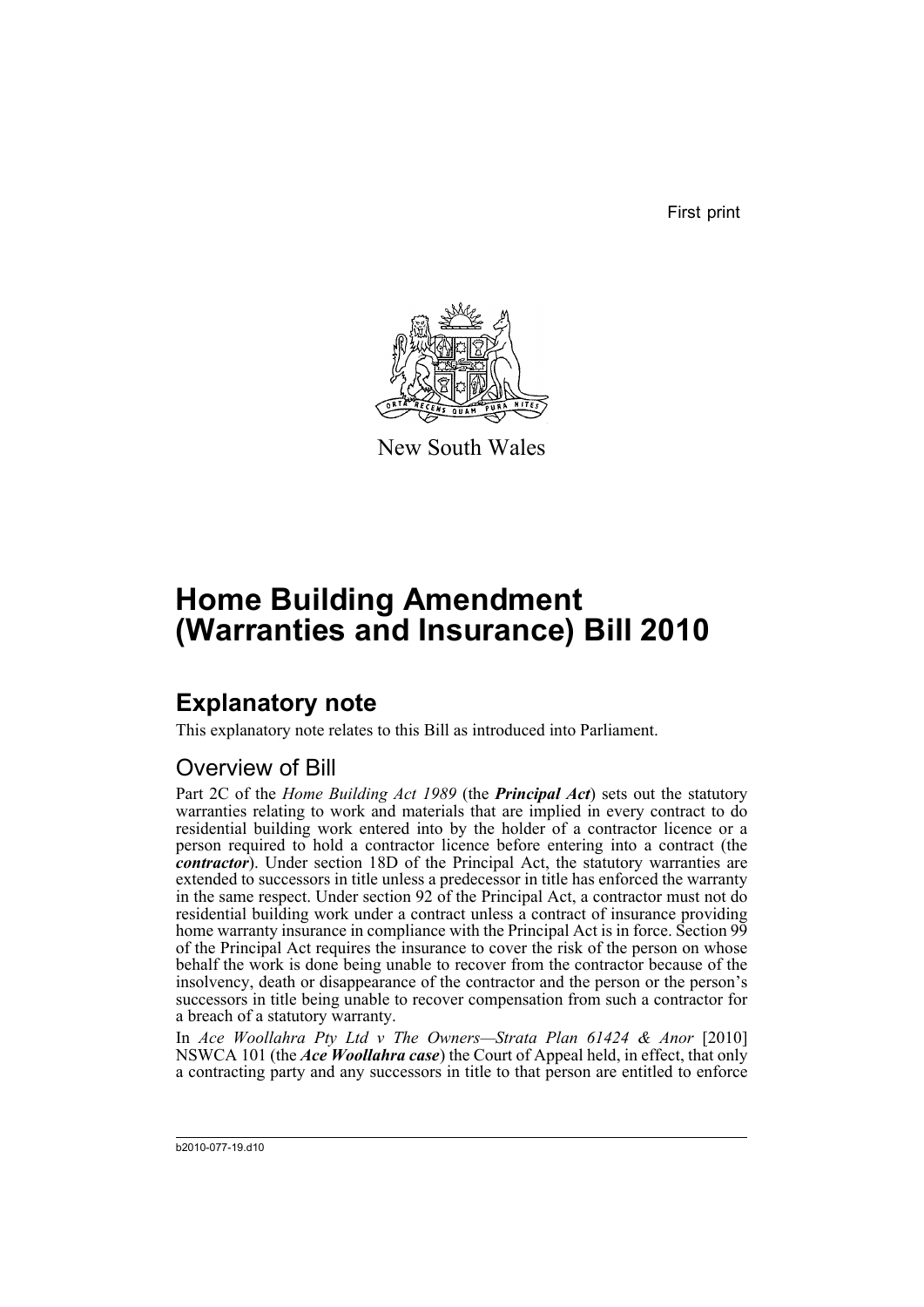First print

New South Wales

# Home Building Amendment (Warranties and Insurance) Bill 2010

## Explanatory note

This explanatory note relates to this Bill as introduced into Parliament.

### Overview of Bill

Part 2C of the *Home Building Act 1989* (the ***Principal Act***) sets out the statutory warranties relating to work and materials that are implied in every contract to do residential building work entered into by the holder of a contractor licence or a person required to hold a contractor licence before entering into a contract (the ***contractor***). Under section 18D of the Principal Act, the statutory warranties are extended to successors in title unless a predecessor in title has enforced the warranty in the same respect. Under section 92 of the Principal Act, a contractor must not do residential building work under a contract unless a contract of insurance providing home warranty insurance in compliance with the Principal Act is in force. Section 99 of the Principal Act requires the insurance to cover the risk of the person on whose behalf the work is done being unable to recover from the contractor because of the insolvency, death or disappearance of the contractor and the person or the person's successors in title being unable to recover compensation from such a contractor for a breach of a statutory warranty.

In *Ace Woollahra Pty Ltd v The Owners—Strata Plan 61424 & Anor* [2010] NSWCA 101 (the ***Ace Woollahra case***) the Court of Appeal held, in effect, that only a contracting party and any successors in title to that person are entitled to enforce

b2010-077-19.d10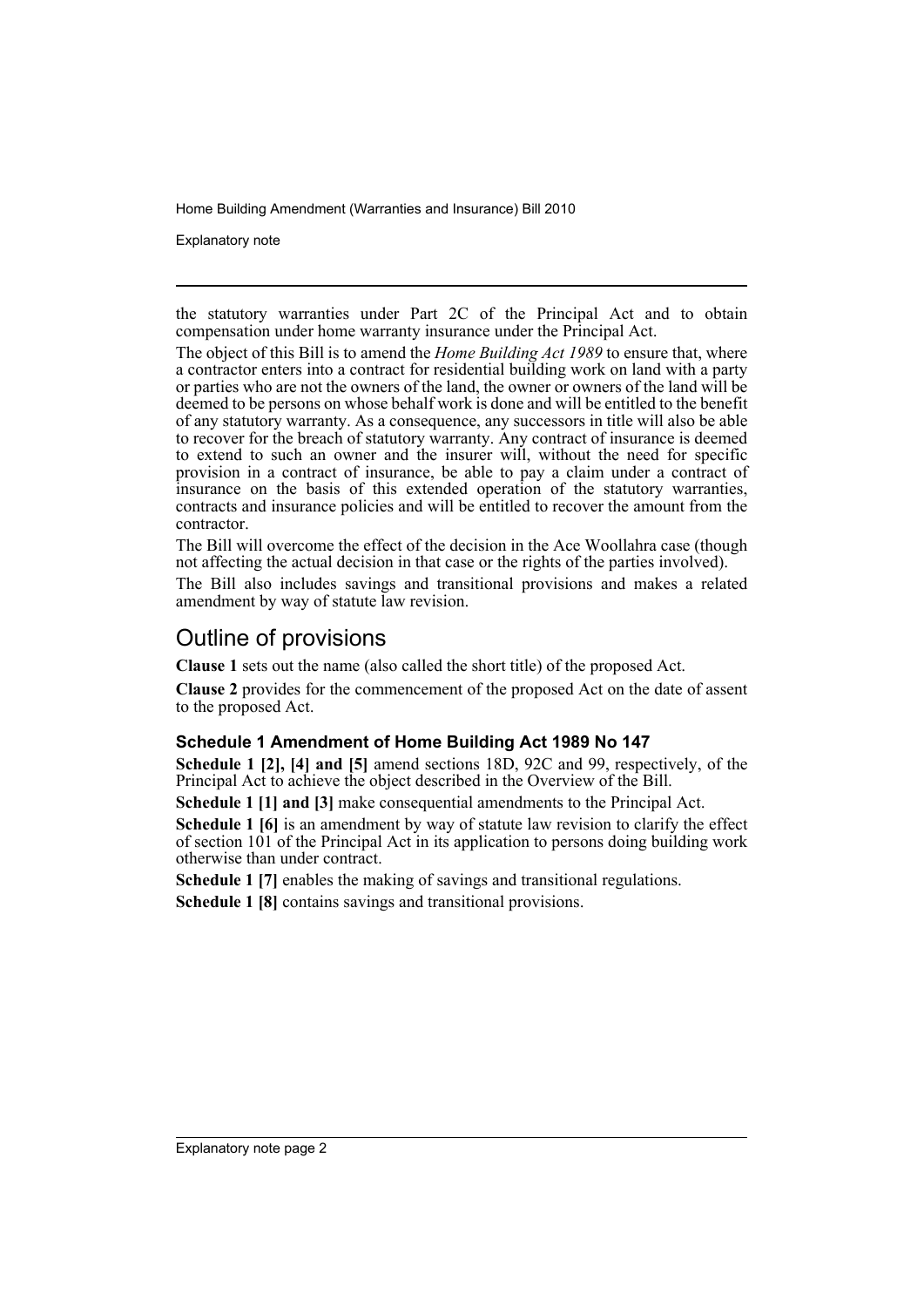the statutory warranties under Part 2C of the Principal Act and to obtain compensation under home warranty insurance under the Principal Act.

The object of this Bill is to amend the *Home Building Act 1989* to ensure that, where a contractor enters into a contract for residential building work on land with a party or parties who are not the owners of the land, the owner or owners of the land will be deemed to be persons on whose behalf work is done and will be entitled to the benefit of any statutory warranty. As a consequence, any successors in title will also be able to recover for the breach of statutory warranty. Any contract of insurance is deemed to extend to such an owner and the insurer will, without the need for specific provision in a contract of insurance, be able to pay a claim under a contract of insurance on the basis of this extended operation of the statutory warranties, contracts and insurance policies and will be entitled to recover the amount from the contractor.

The Bill will overcome the effect of the decision in the Ace Woollahra case (though not affecting the actual decision in that case or the rights of the parties involved).

The Bill also includes savings and transitional provisions and makes a related amendment by way of statute law revision.

# Outline of provisions

**Clause 1** sets out the name (also called the short title) of the proposed Act.

**Clause 2** provides for the commencement of the proposed Act on the date of assent to the proposed Act.

### Schedule 1 Amendment of Home Building Act 1989 No 147

**Schedule 1 [2], [4] and [5]** amend sections 18D, 92C and 99, respectively, of the Principal Act to achieve the object described in the Overview of the Bill.

**Schedule 1 [1] and [3]** make consequential amendments to the Principal Act.

**Schedule 1 [6]** is an amendment by way of statute law revision to clarify the effect of section 101 of the Principal Act in its application to persons doing building work otherwise than under contract.

**Schedule 1 [7]** enables the making of savings and transitional regulations.

**Schedule 1 [8]** contains savings and transitional provisions.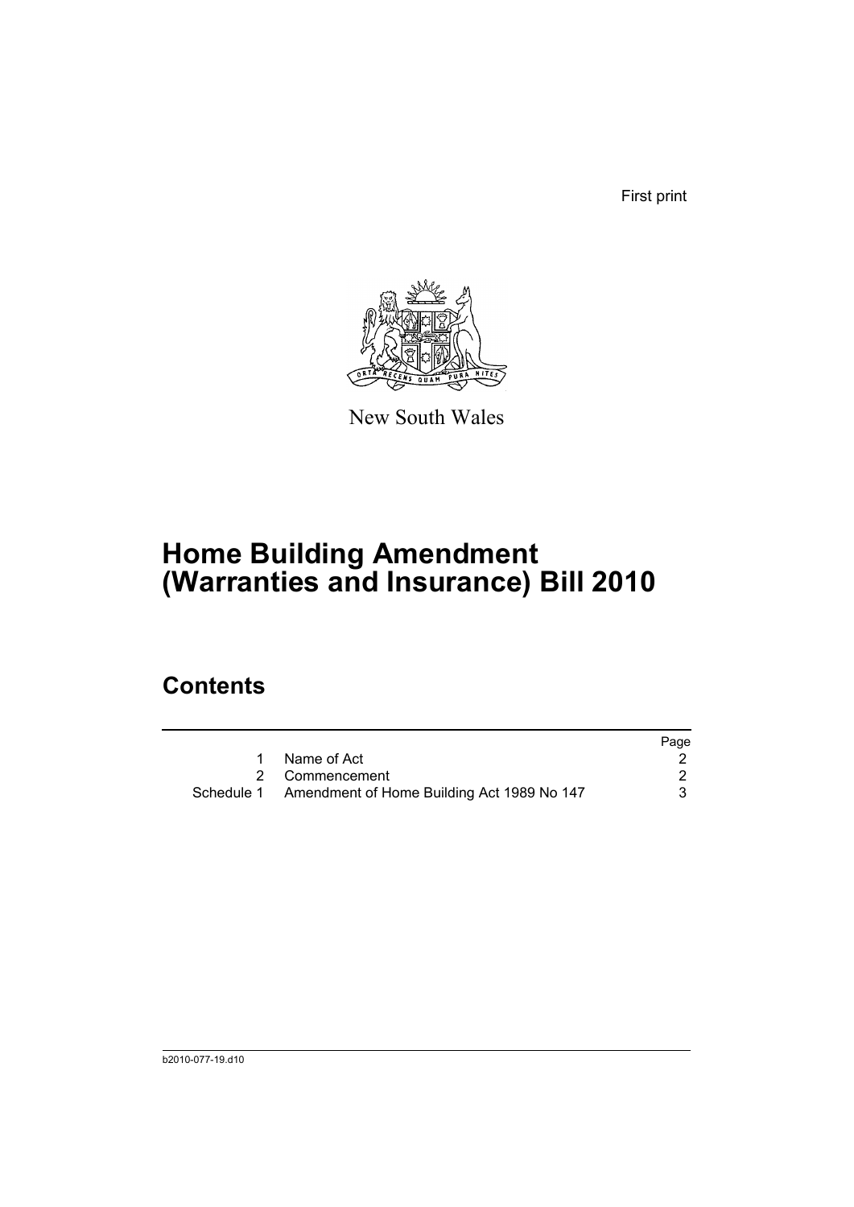First print

New South Wales

# Home Building Amendment (Warranties and Insurance) Bill 2010

## Contents

| | | Page |
|---|---|---|
| 1 | Name of Act | 2 |
| 2 | Commencement | 2 |
| Schedule 1 | Amendment of Home Building Act 1989 No 147 | 3 |

b2010-077-19.d10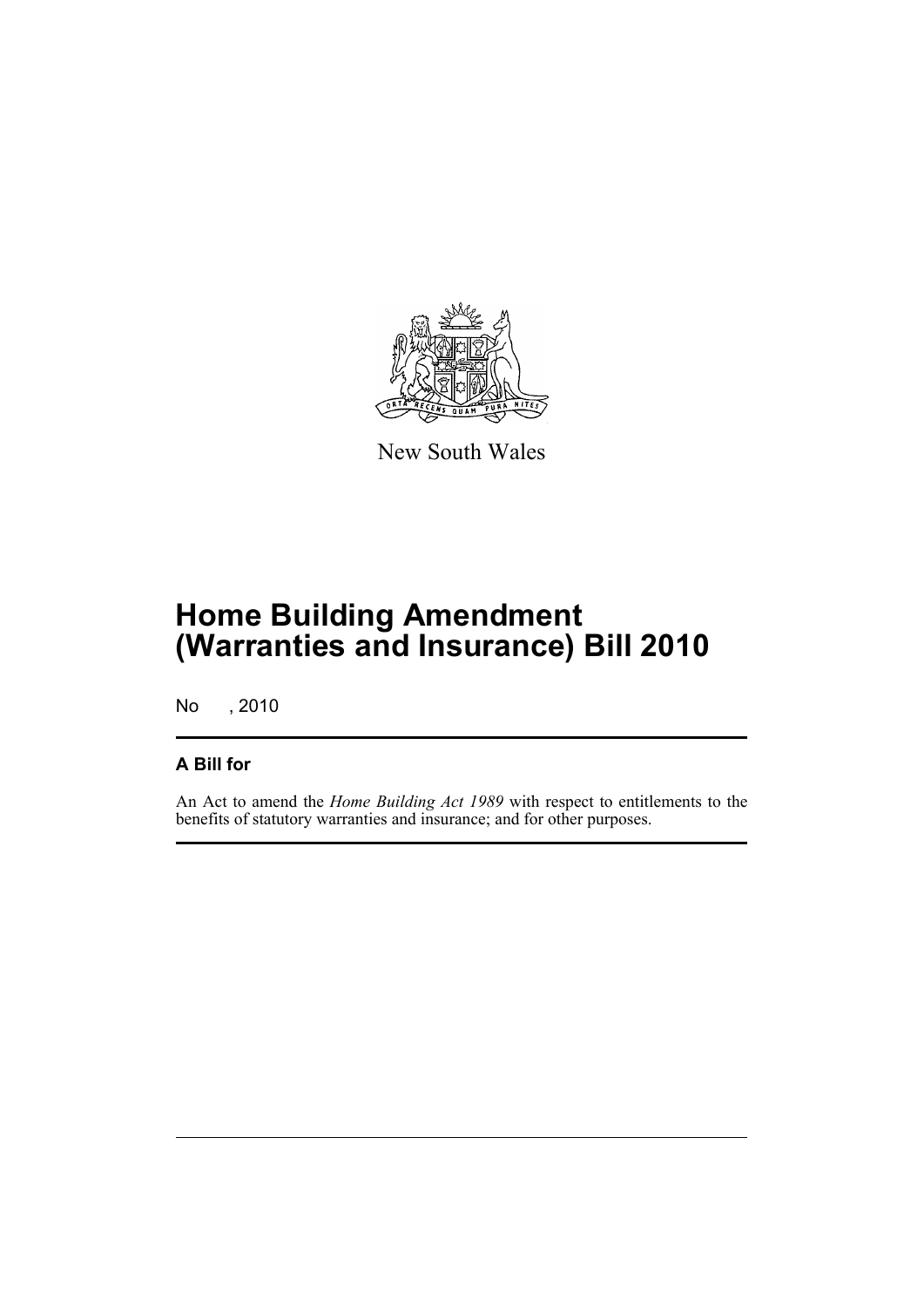New South Wales

# Home Building Amendment (Warranties and Insurance) Bill 2010

No , 2010

## A Bill for

An Act to amend the *Home Building Act 1989* with respect to entitlements to the benefits of statutory warranties and insurance; and for other purposes.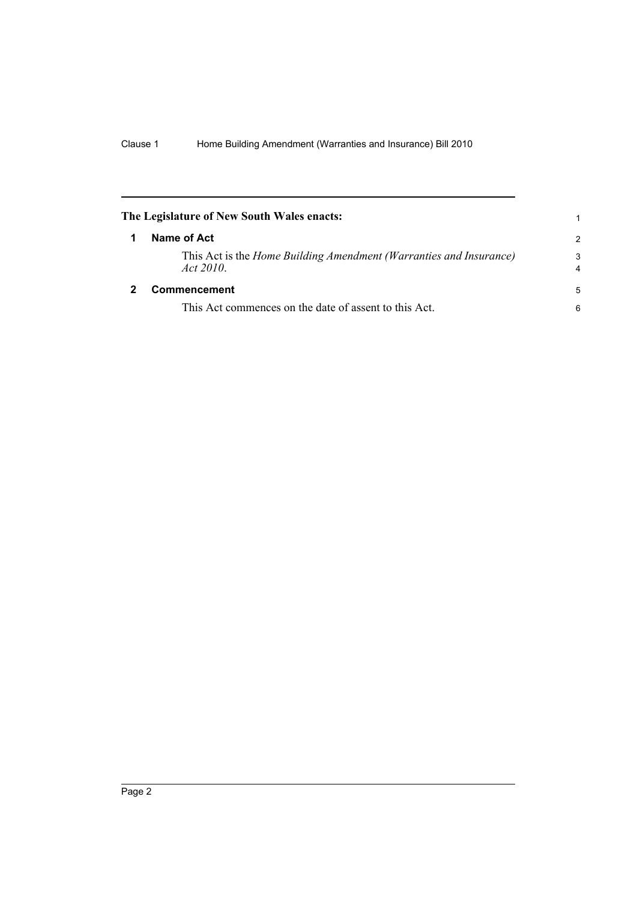**The Legislature of New South Wales enacts:**

## 1 Name of Act

This Act is the *Home Building Amendment (Warranties and Insurance) Act 2010*.

## 2 Commencement

This Act commences on the date of assent to this Act.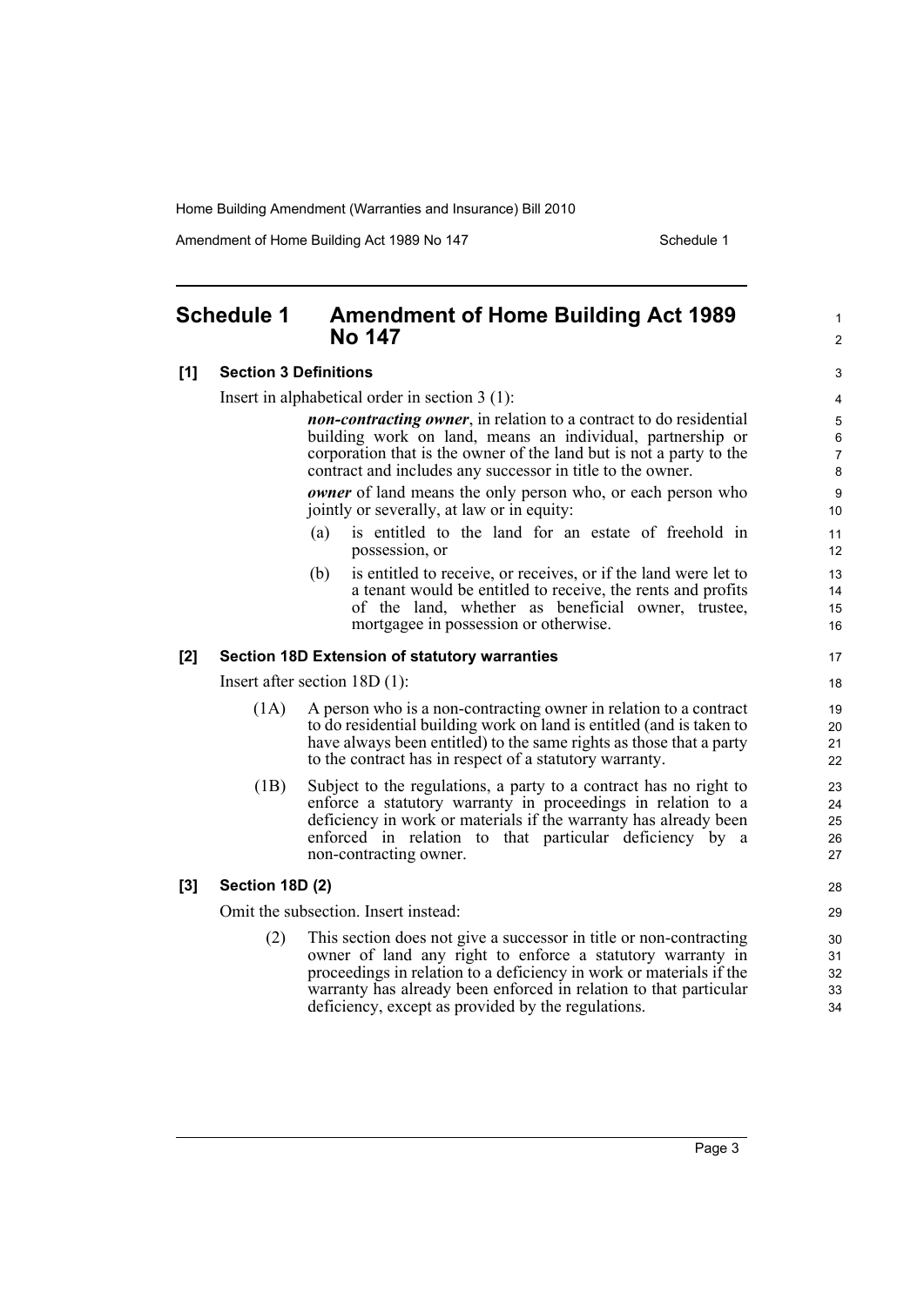## Schedule 1 Amendment of Home Building Act 1989 No 147

### [1] Section 3 Definitions

Insert in alphabetical order in section 3 (1):

> ***non-contracting owner***, in relation to a contract to do residential building work on land, means an individual, partnership or corporation that is the owner of the land but is not a party to the contract and includes any successor in title to the owner.
>
> ***owner*** of land means the only person who, or each person who jointly or severally, at law or in equity:
>
> (a) is entitled to the land for an estate of freehold in possession, or
>
> (b) is entitled to receive, or receives, or if the land were let to a tenant would be entitled to receive, the rents and profits of the land, whether as beneficial owner, trustee, mortgagee in possession or otherwise.

### [2] Section 18D Extension of statutory warranties

Insert after section 18D (1):

> (1A) A person who is a non-contracting owner in relation to a contract to do residential building work on land is entitled (and is taken to have always been entitled) to the same rights as those that a party to the contract has in respect of a statutory warranty.
>
> (1B) Subject to the regulations, a party to a contract has no right to enforce a statutory warranty in proceedings in relation to a deficiency in work or materials if the warranty has already been enforced in relation to that particular deficiency by a non-contracting owner.

### [3] Section 18D (2)

Omit the subsection. Insert instead:

> (2) This section does not give a successor in title or non-contracting owner of land any right to enforce a statutory warranty in proceedings in relation to a deficiency in work or materials if the warranty has already been enforced in relation to that particular deficiency, except as provided by the regulations.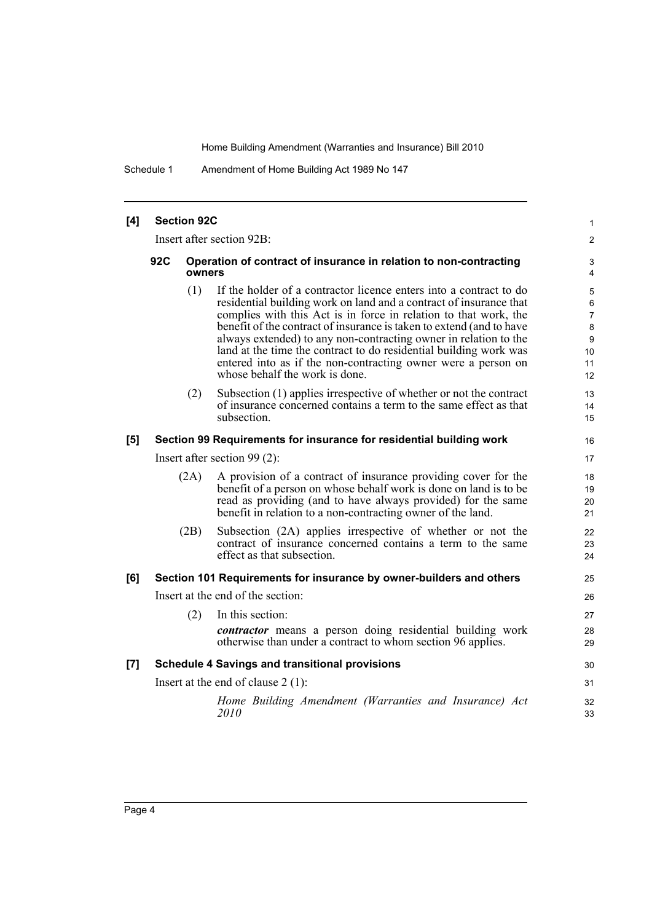**[4] Section 92C**

Insert after section 92B:

**92C Operation of contract of insurance in relation to non-contracting owners**

(1) If the holder of a contractor licence enters into a contract to do residential building work on land and a contract of insurance that complies with this Act is in force in relation to that work, the benefit of the contract of insurance is taken to extend (and to have always extended) to any non-contracting owner in relation to the land at the time the contract to do residential building work was entered into as if the non-contracting owner were a person on whose behalf the work is done.

(2) Subsection (1) applies irrespective of whether or not the contract of insurance concerned contains a term to the same effect as that subsection.

**[5] Section 99 Requirements for insurance for residential building work**

Insert after section 99 (2):

(2A) A provision of a contract of insurance providing cover for the benefit of a person on whose behalf work is done on land is to be read as providing (and to have always provided) for the same benefit in relation to a non-contracting owner of the land.

(2B) Subsection (2A) applies irrespective of whether or not the contract of insurance concerned contains a term to the same effect as that subsection.

**[6] Section 101 Requirements for insurance by owner-builders and others**

Insert at the end of the section:

(2) In this section:

***contractor*** means a person doing residential building work otherwise than under a contract to whom section 96 applies.

**[7] Schedule 4 Savings and transitional provisions**

Insert at the end of clause 2 (1):

*Home Building Amendment (Warranties and Insurance) Act 2010*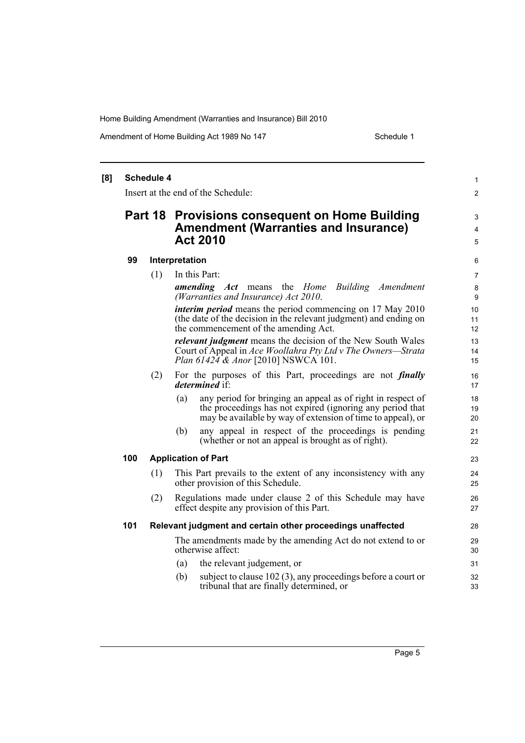**[8] Schedule 4**

Insert at the end of the Schedule:

## Part 18 Provisions consequent on Home Building Amendment (Warranties and Insurance) Act 2010

### 99 Interpretation

(1) In this Part:

***amending Act*** means the *Home Building Amendment (Warranties and Insurance) Act 2010*.

***interim period*** means the period commencing on 17 May 2010 (the date of the decision in the relevant judgment) and ending on the commencement of the amending Act.

***relevant judgment*** means the decision of the New South Wales Court of Appeal in *Ace Woollahra Pty Ltd v The Owners—Strata Plan 61424 & Anor* [2010] NSWCA 101.

(2) For the purposes of this Part, proceedings are not ***finally determined*** if:

(a) any period for bringing an appeal as of right in respect of the proceedings has not expired (ignoring any period that may be available by way of extension of time to appeal), or

(b) any appeal in respect of the proceedings is pending (whether or not an appeal is brought as of right).

### 100 Application of Part

(1) This Part prevails to the extent of any inconsistency with any other provision of this Schedule.

(2) Regulations made under clause 2 of this Schedule may have effect despite any provision of this Part.

### 101 Relevant judgment and certain other proceedings unaffected

The amendments made by the amending Act do not extend to or otherwise affect:

(a) the relevant judgement, or

(b) subject to clause 102 (3), any proceedings before a court or tribunal that are finally determined, or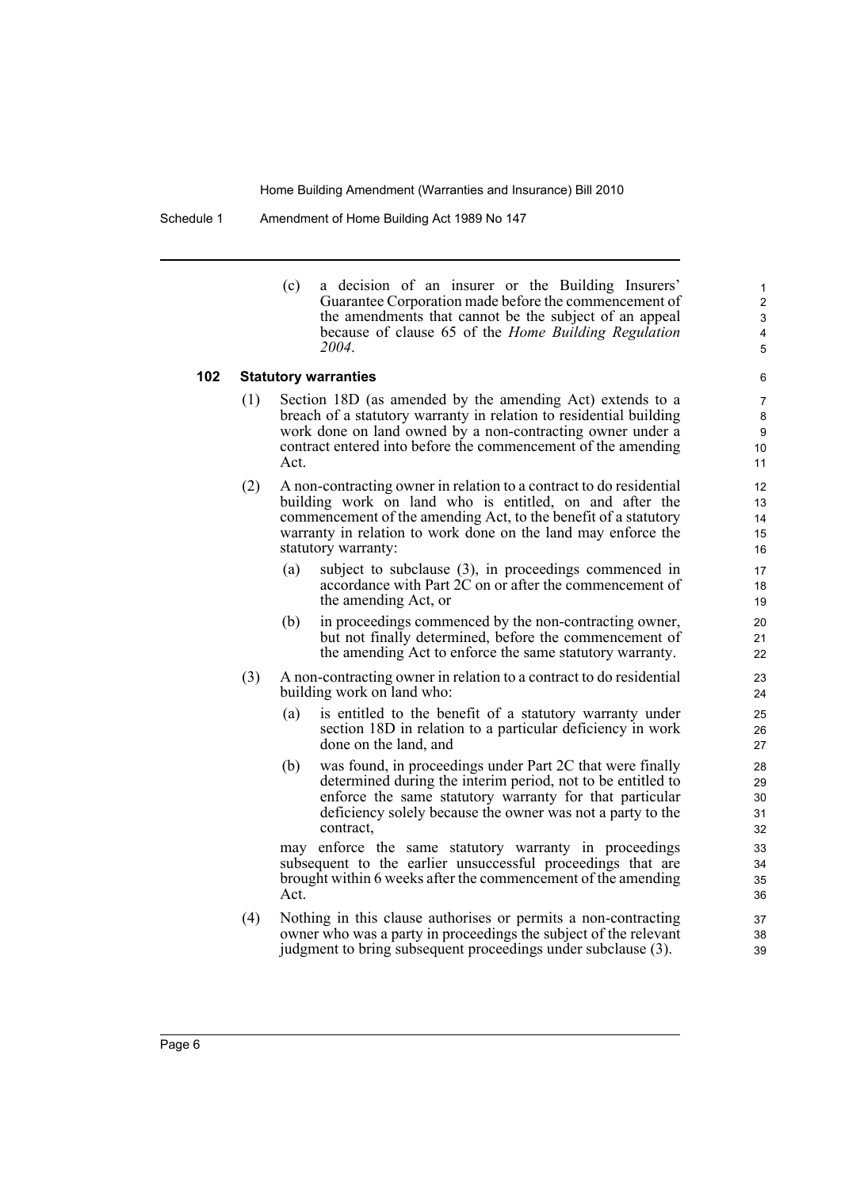(c) a decision of an insurer or the Building Insurers' Guarantee Corporation made before the commencement of the amendments that cannot be the subject of an appeal because of clause 65 of the *Home Building Regulation 2004*.

**102 Statutory warranties**

(1) Section 18D (as amended by the amending Act) extends to a breach of a statutory warranty in relation to residential building work done on land owned by a non-contracting owner under a contract entered into before the commencement of the amending Act.

(2) A non-contracting owner in relation to a contract to do residential building work on land who is entitled, on and after the commencement of the amending Act, to the benefit of a statutory warranty in relation to work done on the land may enforce the statutory warranty:

(a) subject to subclause (3), in proceedings commenced in accordance with Part 2C on or after the commencement of the amending Act, or

(b) in proceedings commenced by the non-contracting owner, but not finally determined, before the commencement of the amending Act to enforce the same statutory warranty.

(3) A non-contracting owner in relation to a contract to do residential building work on land who:

(a) is entitled to the benefit of a statutory warranty under section 18D in relation to a particular deficiency in work done on the land, and

(b) was found, in proceedings under Part 2C that were finally determined during the interim period, not to be entitled to enforce the same statutory warranty for that particular deficiency solely because the owner was not a party to the contract,

may enforce the same statutory warranty in proceedings subsequent to the earlier unsuccessful proceedings that are brought within 6 weeks after the commencement of the amending Act.

(4) Nothing in this clause authorises or permits a non-contracting owner who was a party in proceedings the subject of the relevant judgment to bring subsequent proceedings under subclause (3).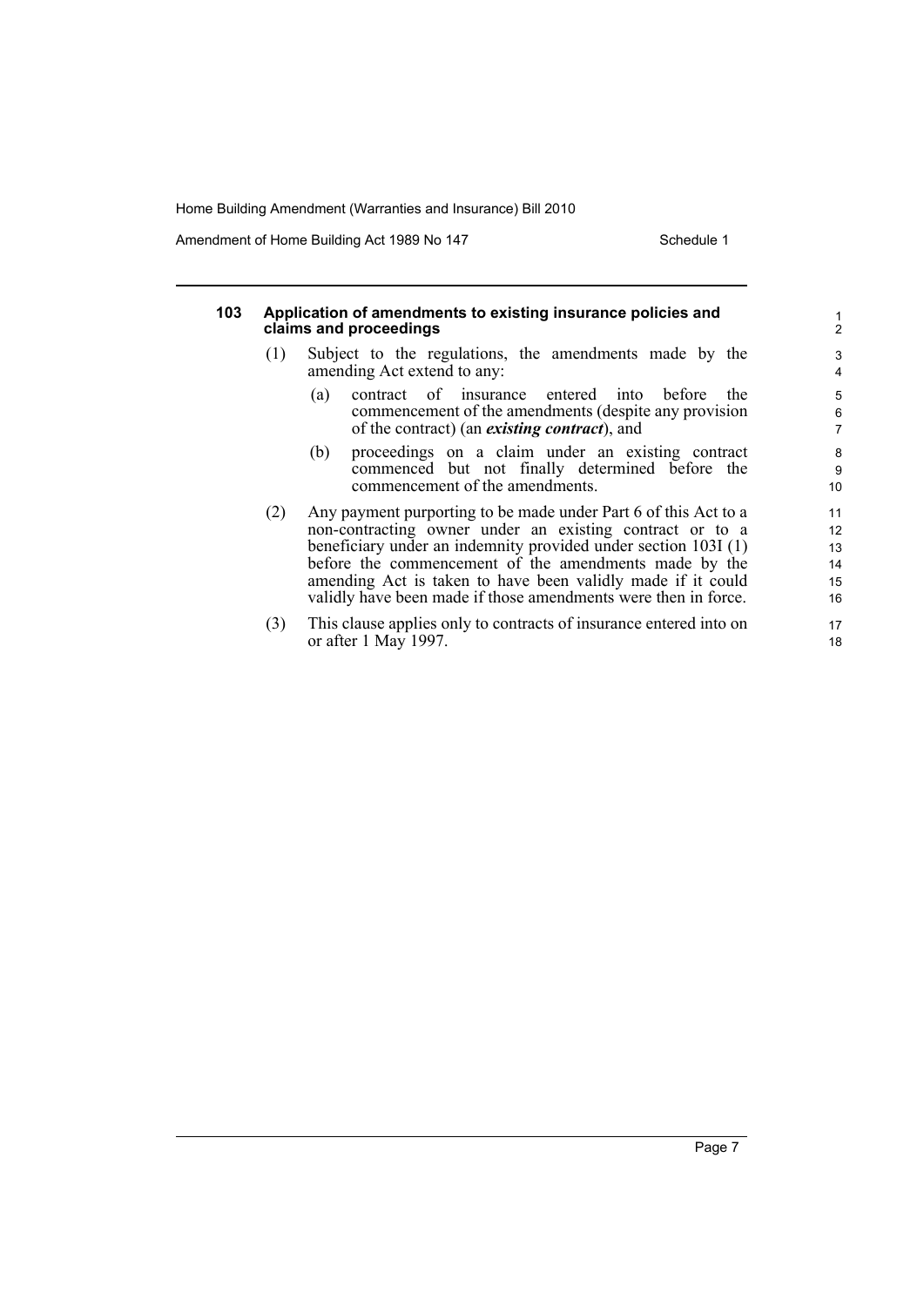### 103 Application of amendments to existing insurance policies and claims and proceedings

(1) Subject to the regulations, the amendments made by the amending Act extend to any:

(a) contract of insurance entered into before the commencement of the amendments (despite any provision of the contract) (an ***existing contract***), and

(b) proceedings on a claim under an existing contract commenced but not finally determined before the commencement of the amendments.

(2) Any payment purporting to be made under Part 6 of this Act to a non-contracting owner under an existing contract or to a beneficiary under an indemnity provided under section 103I (1) before the commencement of the amendments made by the amending Act is taken to have been validly made if it could validly have been made if those amendments were then in force.

(3) This clause applies only to contracts of insurance entered into on or after 1 May 1997.